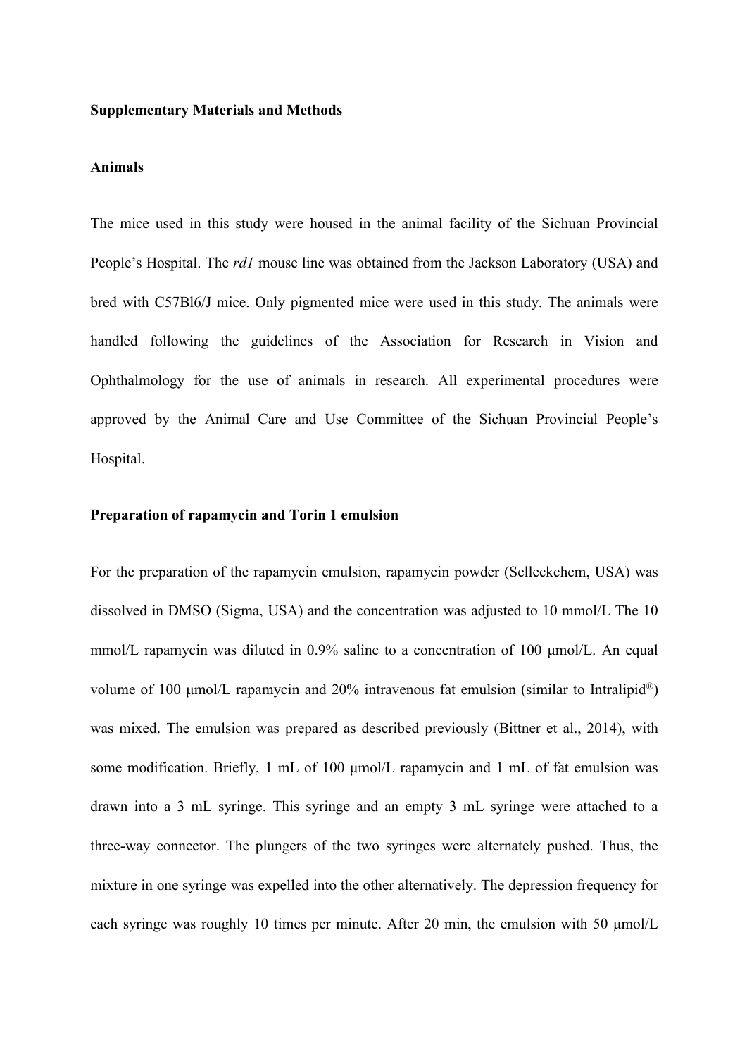**Supplementary Materials and Methods**

**Animals**

The mice used in this study were housed in the animal facility of the Sichuan Provincial People's Hospital. The *rd1* mouse line was obtained from the Jackson Laboratory (USA) and bred with C57Bl6/J mice. Only pigmented mice were used in this study. The animals were handled following the guidelines of the Association for Research in Vision and Ophthalmology for the use of animals in research. All experimental procedures were approved by the Animal Care and Use Committee of the Sichuan Provincial People's Hospital.

**Preparation of rapamycin and Torin 1 emulsion**

For the preparation of the rapamycin emulsion, rapamycin powder (Selleckchem, USA) was dissolved in DMSO (Sigma, USA) and the concentration was adjusted to 10 mmol/L The 10 mmol/L rapamycin was diluted in 0.9% saline to a concentration of 100 μmol/L. An equal volume of 100 μmol/L rapamycin and 20% intravenous fat emulsion (similar to Intralipid®) was mixed. The emulsion was prepared as described previously (Bittner et al., 2014), with some modification. Briefly, 1 mL of 100 μmol/L rapamycin and 1 mL of fat emulsion was drawn into a 3 mL syringe. This syringe and an empty 3 mL syringe were attached to a three-way connector. The plungers of the two syringes were alternately pushed. Thus, the mixture in one syringe was expelled into the other alternatively. The depression frequency for each syringe was roughly 10 times per minute. After 20 min, the emulsion with 50 μmol/L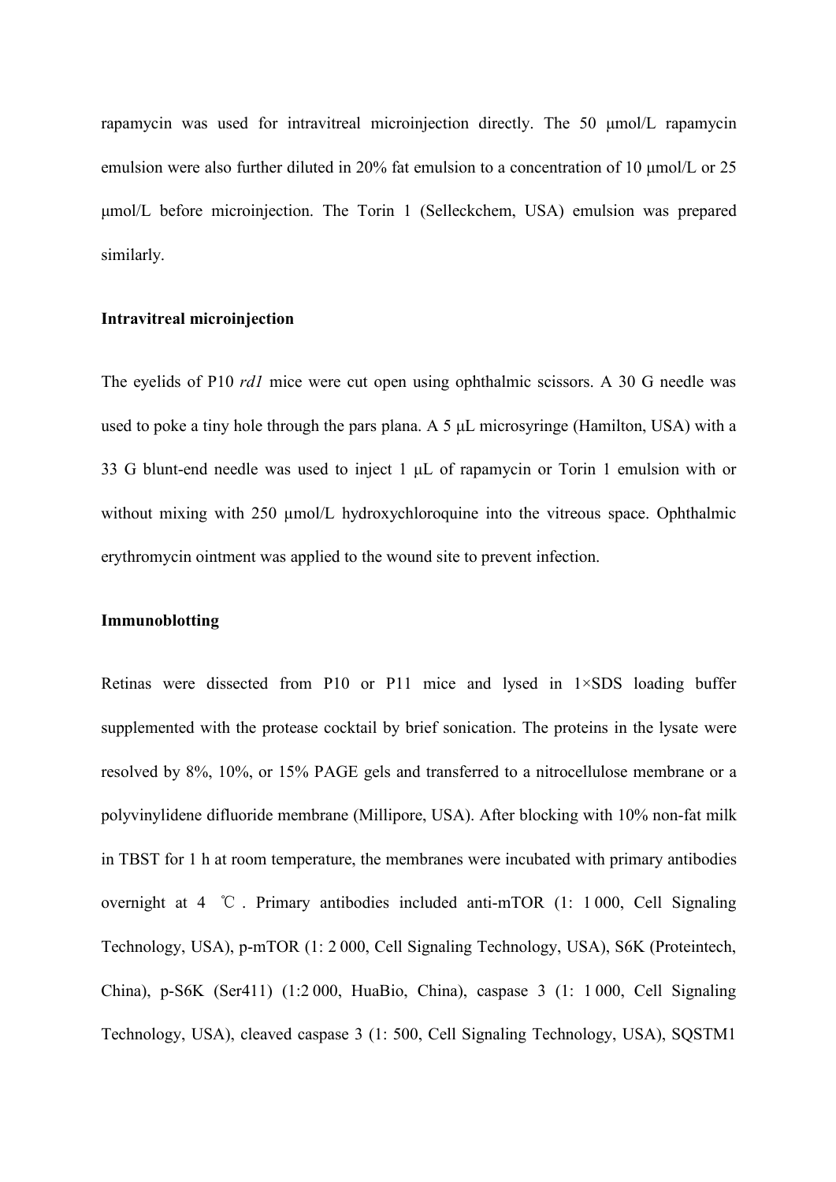rapamycin was used for intravitreal microinjection directly. The 50 μmol/L rapamycin emulsion were also further diluted in 20% fat emulsion to a concentration of 10 μmol/L or 25 μmol/L before microinjection. The Torin 1 (Selleckchem, USA) emulsion was prepared similarly.

**Intravitreal microinjection**

The eyelids of P10 *rd1* mice were cut open using ophthalmic scissors. A 30 G needle was used to poke a tiny hole through the pars plana. A 5 μL microsyringe (Hamilton, USA) with a 33 G blunt-end needle was used to inject 1 μL of rapamycin or Torin 1 emulsion with or without mixing with 250 μmol/L hydroxychloroquine into the vitreous space. Ophthalmic erythromycin ointment was applied to the wound site to prevent infection.

**Immunoblotting**

Retinas were dissected from P10 or P11 mice and lysed in 1×SDS loading buffer supplemented with the protease cocktail by brief sonication. The proteins in the lysate were resolved by 8%, 10%, or 15% PAGE gels and transferred to a nitrocellulose membrane or a polyvinylidene difluoride membrane (Millipore, USA). After blocking with 10% non-fat milk in TBST for 1 h at room temperature, the membranes were incubated with primary antibodies overnight at 4 ℃. Primary antibodies included anti-mTOR (1: 1 000, Cell Signaling Technology, USA), p-mTOR (1: 2 000, Cell Signaling Technology, USA), S6K (Proteintech, China), p-S6K (Ser411) (1:2 000, HuaBio, China), caspase 3 (1: 1 000, Cell Signaling Technology, USA), cleaved caspase 3 (1: 500, Cell Signaling Technology, USA), SQSTM1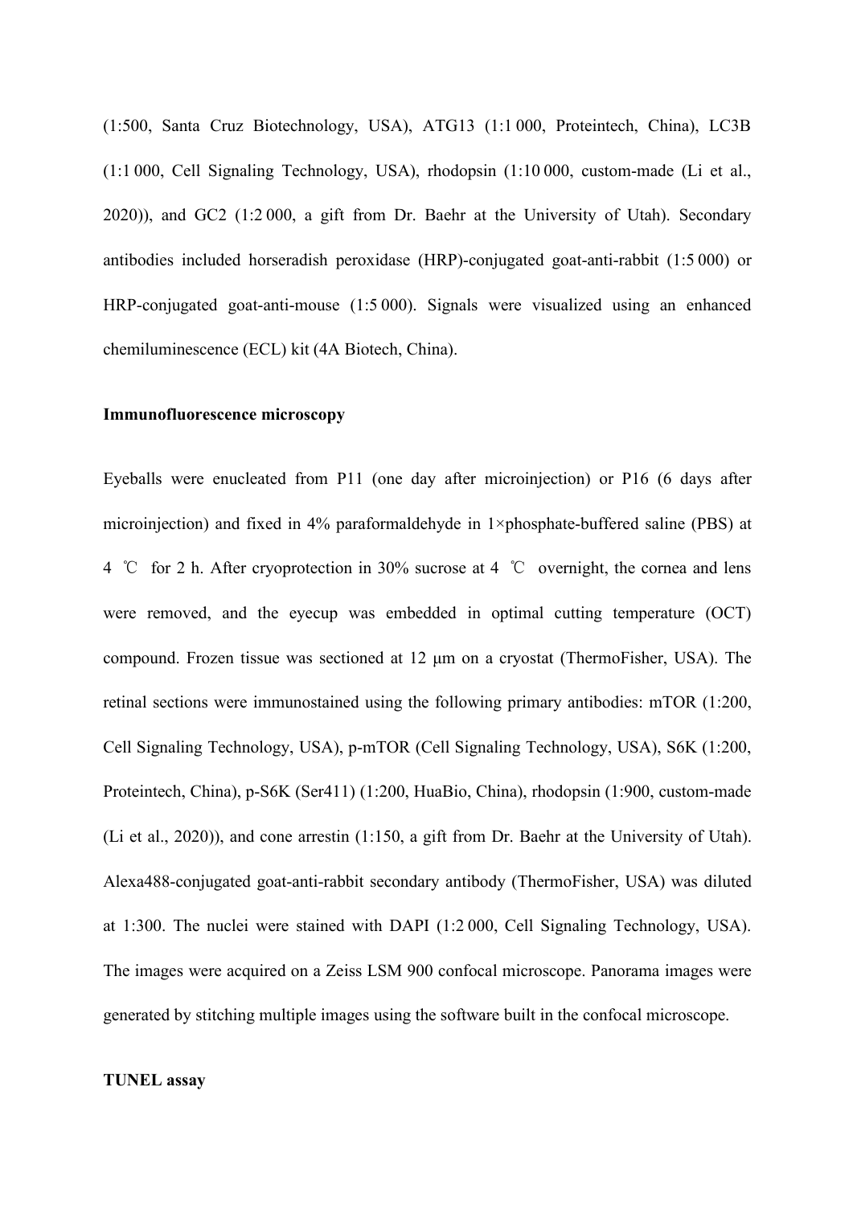(1:500, Santa Cruz Biotechnology, USA), ATG13 (1:1 000, Proteintech, China), LC3B (1:1 000, Cell Signaling Technology, USA), rhodopsin (1:10 000, custom-made (Li et al., 2020)), and GC2 (1:2 000, a gift from Dr. Baehr at the University of Utah). Secondary antibodies included horseradish peroxidase (HRP)-conjugated goat-anti-rabbit (1:5 000) or HRP-conjugated goat-anti-mouse (1:5 000). Signals were visualized using an enhanced chemiluminescence (ECL) kit (4A Biotech, China).

**Immunofluorescence microscopy**

Eyeballs were enucleated from P11 (one day after microinjection) or P16 (6 days after microinjection) and fixed in 4% paraformaldehyde in 1×phosphate-buffered saline (PBS) at 4 ℃ for 2 h. After cryoprotection in 30% sucrose at 4 ℃ overnight, the cornea and lens were removed, and the eyecup was embedded in optimal cutting temperature (OCT) compound. Frozen tissue was sectioned at 12 μm on a cryostat (ThermoFisher, USA). The retinal sections were immunostained using the following primary antibodies: mTOR (1:200, Cell Signaling Technology, USA), p-mTOR (Cell Signaling Technology, USA), S6K (1:200, Proteintech, China), p-S6K (Ser411) (1:200, HuaBio, China), rhodopsin (1:900, custom-made (Li et al., 2020)), and cone arrestin (1:150, a gift from Dr. Baehr at the University of Utah). Alexa488-conjugated goat-anti-rabbit secondary antibody (ThermoFisher, USA) was diluted at 1:300. The nuclei were stained with DAPI (1:2 000, Cell Signaling Technology, USA). The images were acquired on a Zeiss LSM 900 confocal microscope. Panorama images were generated by stitching multiple images using the software built in the confocal microscope.

**TUNEL assay**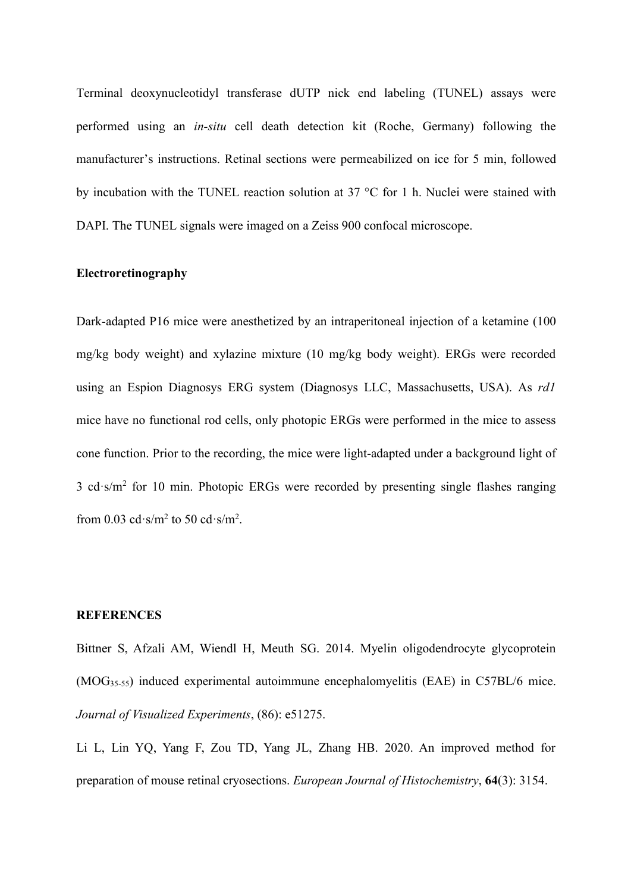Terminal deoxynucleotidyl transferase dUTP nick end labeling (TUNEL) assays were performed using an *in-situ* cell death detection kit (Roche, Germany) following the manufacturer's instructions. Retinal sections were permeabilized on ice for 5 min, followed by incubation with the TUNEL reaction solution at 37 °C for 1 h. Nuclei were stained with DAPI. The TUNEL signals were imaged on a Zeiss 900 confocal microscope.

**Electroretinography**

Dark-adapted P16 mice were anesthetized by an intraperitoneal injection of a ketamine (100 mg/kg body weight) and xylazine mixture (10 mg/kg body weight). ERGs were recorded using an Espion Diagnosys ERG system (Diagnosys LLC, Massachusetts, USA). As *rd1* mice have no functional rod cells, only photopic ERGs were performed in the mice to assess cone function. Prior to the recording, the mice were light-adapted under a background light of 3 cd·s/m$^2$ for 10 min. Photopic ERGs were recorded by presenting single flashes ranging from 0.03 cd·s/m$^2$ to 50 cd·s/m$^2$.

**REFERENCES**

Bittner S, Afzali AM, Wiendl H, Meuth SG. 2014. Myelin oligodendrocyte glycoprotein ($MOG_{35-55}$) induced experimental autoimmune encephalomyelitis (EAE) in C57BL/6 mice. *Journal of Visualized Experiments*, (86): e51275.

Li L, Lin YQ, Yang F, Zou TD, Yang JL, Zhang HB. 2020. An improved method for preparation of mouse retinal cryosections. *European Journal of Histochemistry*, **64**(3): 3154.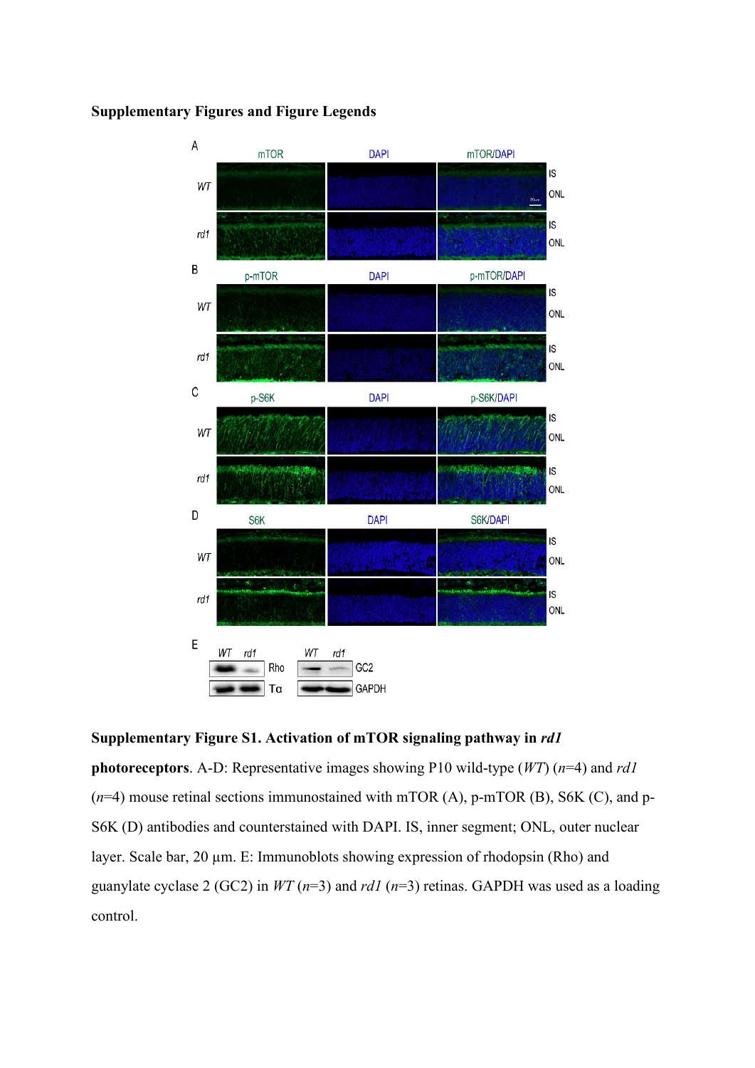**Supplementary Figures and Figure Legends**

**Supplementary Figure S1. Activation of mTOR signaling pathway in *rd1* photoreceptors**. A-D: Representative images showing P10 wild-type (*WT*) (*n*=4) and *rd1* (*n*=4) mouse retinal sections immunostained with mTOR (A), p-mTOR (B), S6K (C), and p-S6K (D) antibodies and counterstained with DAPI. IS, inner segment; ONL, outer nuclear layer. Scale bar, 20 µm. E: Immunoblots showing expression of rhodopsin (Rho) and guanylate cyclase 2 (GC2) in *WT* (*n*=3) and *rd1* (*n*=3) retinas. GAPDH was used as a loading control.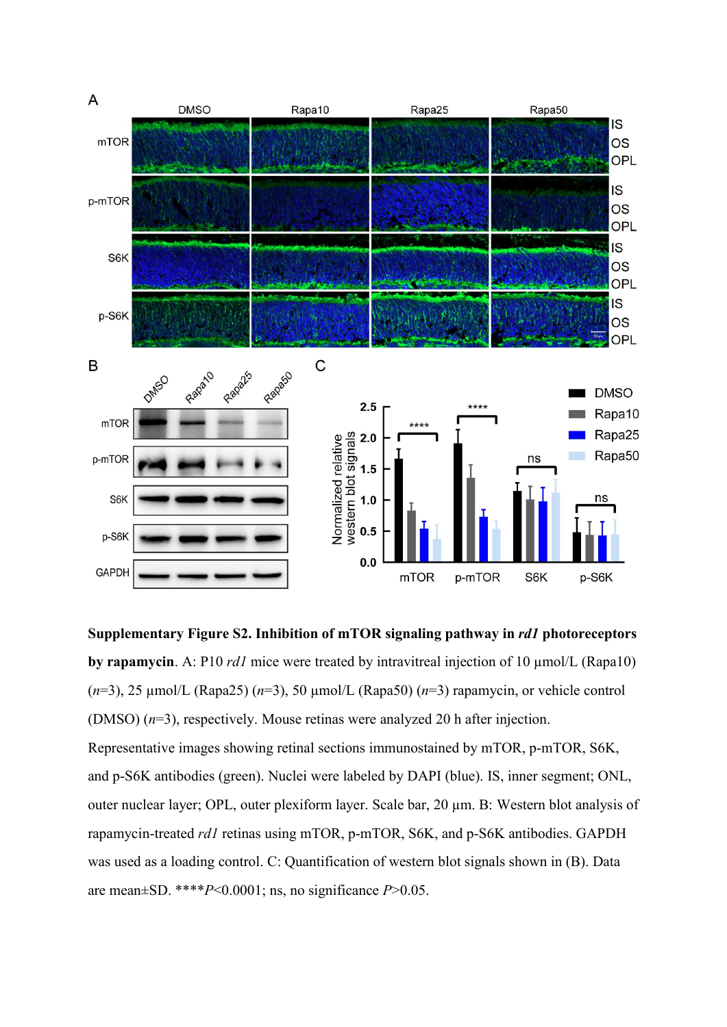**Supplementary Figure S2. Inhibition of mTOR signaling pathway in *rd1* photoreceptors by rapamycin**. A: P10 *rd1* mice were treated by intravitreal injection of 10 μmol/L (Rapa10) (*n*=3), 25 μmol/L (Rapa25) (*n*=3), 50 μmol/L (Rapa50) (*n*=3) rapamycin, or vehicle control (DMSO) (*n*=3), respectively. Mouse retinas were analyzed 20 h after injection. Representative images showing retinal sections immunostained by mTOR, p-mTOR, S6K, and p-S6K antibodies (green). Nuclei were labeled by DAPI (blue). IS, inner segment; ONL, outer nuclear layer; OPL, outer plexiform layer. Scale bar, 20 μm. B: Western blot analysis of rapamycin-treated *rd1* retinas using mTOR, p-mTOR, S6K, and p-S6K antibodies. GAPDH was used as a loading control. C: Quantification of western blot signals shown in (B). Data are mean±SD. \*\*\*\**P*<0.0001; ns, no significance *P*>0.05.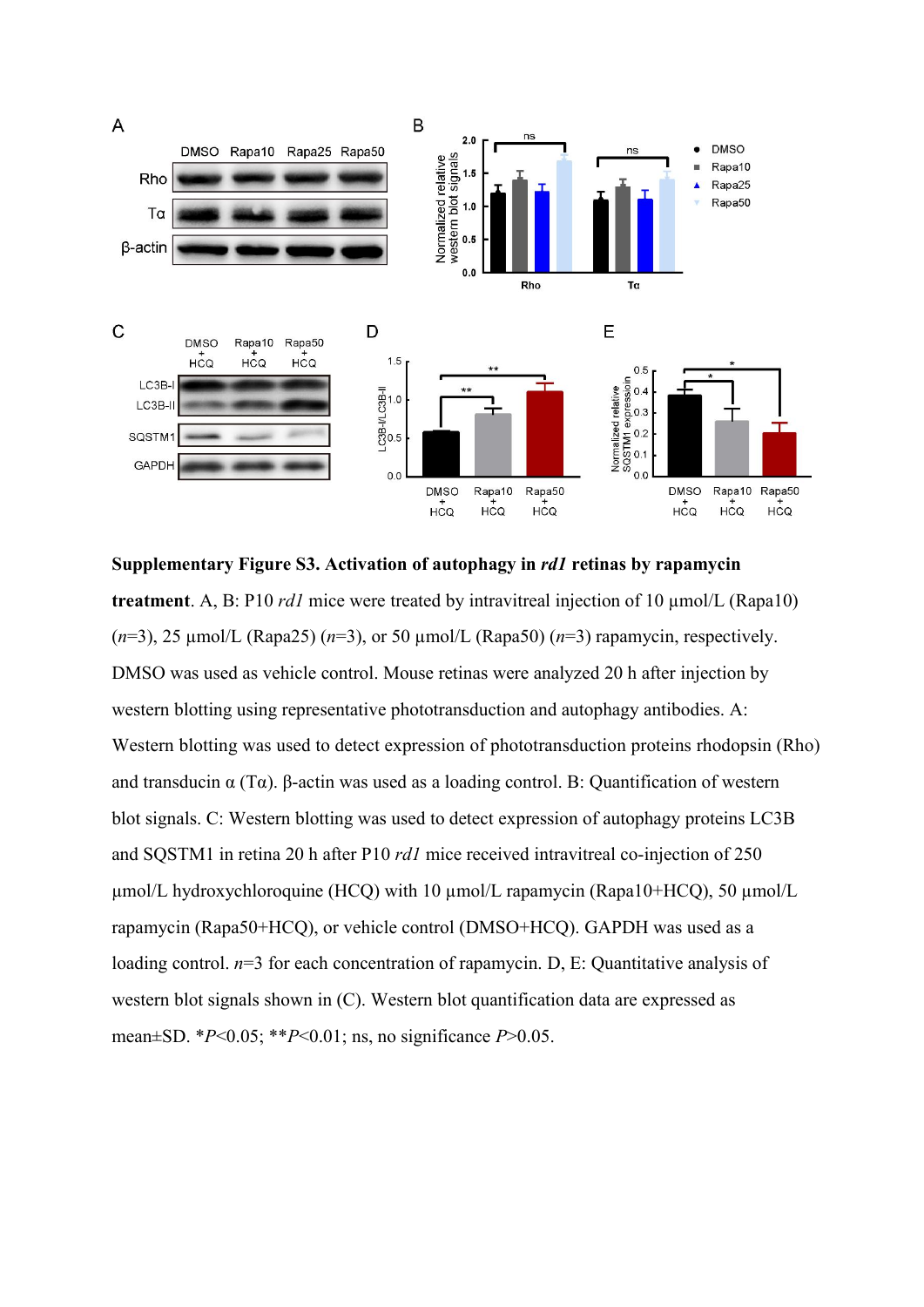**Supplementary Figure S3. Activation of autophagy in *rd1* retinas by rapamycin treatment**. A, B: P10 *rd1* mice were treated by intravitreal injection of 10 µmol/L (Rapa10) (*n*=3), 25 µmol/L (Rapa25) (*n*=3), or 50 µmol/L (Rapa50) (*n*=3) rapamycin, respectively. DMSO was used as vehicle control. Mouse retinas were analyzed 20 h after injection by western blotting using representative phototransduction and autophagy antibodies. A: Western blotting was used to detect expression of phototransduction proteins rhodopsin (Rho) and transducin α (Tα). β-actin was used as a loading control. B: Quantification of western blot signals. C: Western blotting was used to detect expression of autophagy proteins LC3B and SQSTM1 in retina 20 h after P10 *rd1* mice received intravitreal co-injection of 250 µmol/L hydroxychloroquine (HCQ) with 10 µmol/L rapamycin (Rapa10+HCQ), 50 µmol/L rapamycin (Rapa50+HCQ), or vehicle control (DMSO+HCQ). GAPDH was used as a loading control. *n*=3 for each concentration of rapamycin. D, E: Quantitative analysis of western blot signals shown in (C). Western blot quantification data are expressed as mean±SD. *$P$<0.05; **$P$<0.01; ns, no significance $P$>0.05.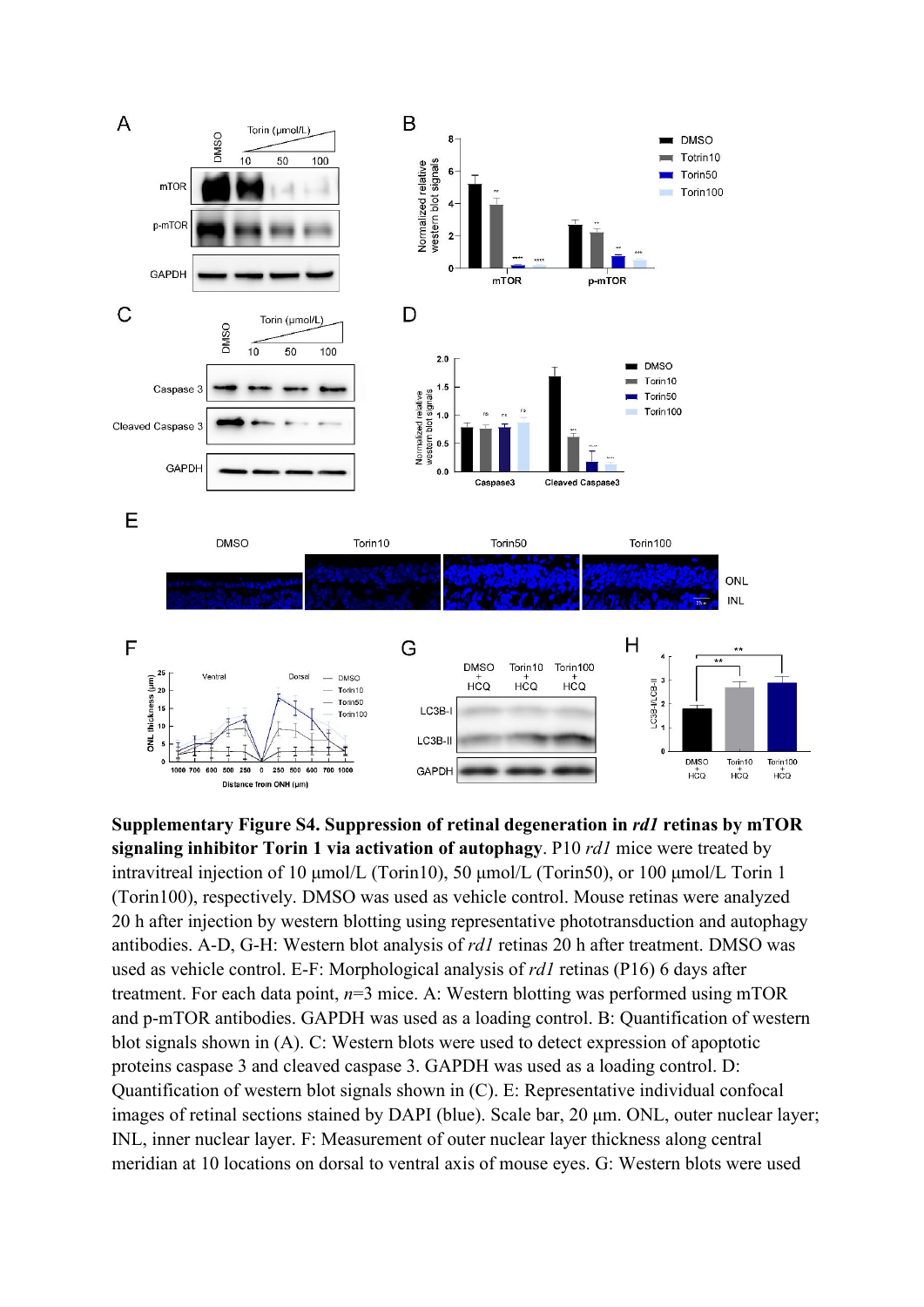**Supplementary Figure S4. Suppression of retinal degeneration in *rd1* retinas by mTOR signaling inhibitor Torin 1 via activation of autophagy**. P10 *rd1* mice were treated by intravitreal injection of 10 μmol/L (Torin10), 50 μmol/L (Torin50), or 100 μmol/L Torin 1 (Torin100), respectively. DMSO was used as vehicle control. Mouse retinas were analyzed 20 h after injection by western blotting using representative phototransduction and autophagy antibodies. A-D, G-H: Western blot analysis of *rd1* retinas 20 h after treatment. DMSO was used as vehicle control. E-F: Morphological analysis of *rd1* retinas (P16) 6 days after treatment. For each data point, *n*=3 mice. A: Western blotting was performed using mTOR and p-mTOR antibodies. GAPDH was used as a loading control. B: Quantification of western blot signals shown in (A). C: Western blots were used to detect expression of apoptotic proteins caspase 3 and cleaved caspase 3. GAPDH was used as a loading control. D: Quantification of western blot signals shown in (C). E: Representative individual confocal images of retinal sections stained by DAPI (blue). Scale bar, 20 μm. ONL, outer nuclear layer; INL, inner nuclear layer. F: Measurement of outer nuclear layer thickness along central meridian at 10 locations on dorsal to ventral axis of mouse eyes. G: Western blots were used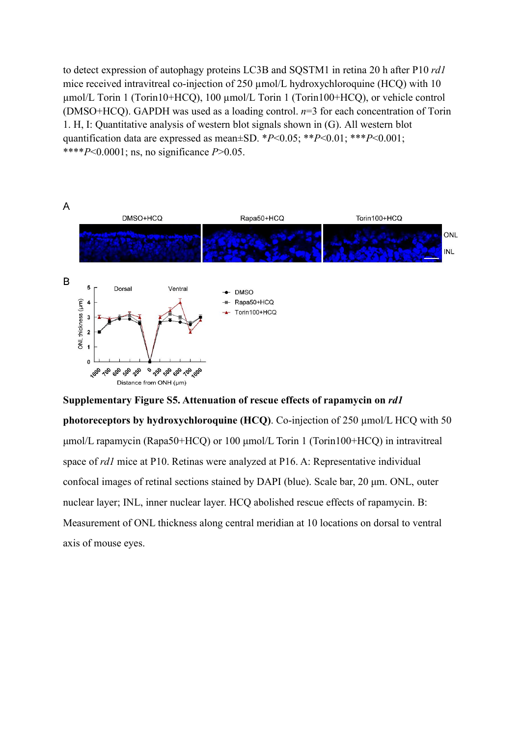to detect expression of autophagy proteins LC3B and SQSTM1 in retina 20 h after P10 *rd1* mice received intravitreal co-injection of 250 µmol/L hydroxychloroquine (HCQ) with 10 µmol/L Torin 1 (Torin10+HCQ), 100 µmol/L Torin 1 (Torin100+HCQ), or vehicle control (DMSO+HCQ). GAPDH was used as a loading control. *n*=3 for each concentration of Torin 1. H, I: Quantitative analysis of western blot signals shown in (G). All western blot quantification data are expressed as mean±SD. \**P*<0.05; \*\**P*<0.01; \*\*\**P*<0.001; \*\*\*\**P*<0.0001; ns, no significance *P*>0.05.

A

DMSO+HCQ

Rapa50+HCQ

Torin100+HCQ

ONL

INL

B

Dorsal

Ventral

ONL thickness (µm)

5

4

3

2

1

0

1000 700 600 500 250 0 250 500 600 700 1000

Distance from ONH (µm)

DMSO

Rapa50+HCQ

Torin100+HCQ

**Supplementary Figure S5. Attenuation of rescue effects of rapamycin on *rd1* photoreceptors by hydroxychloroquine (HCQ)**. Co-injection of 250 µmol/L HCQ with 50 µmol/L rapamycin (Rapa50+HCQ) or 100 µmol/L Torin 1 (Torin100+HCQ) in intravitreal space of *rd1* mice at P10. Retinas were analyzed at P16. A: Representative individual confocal images of retinal sections stained by DAPI (blue). Scale bar, 20 µm. ONL, outer nuclear layer; INL, inner nuclear layer. HCQ abolished rescue effects of rapamycin. B: Measurement of ONL thickness along central meridian at 10 locations on dorsal to ventral axis of mouse eyes.